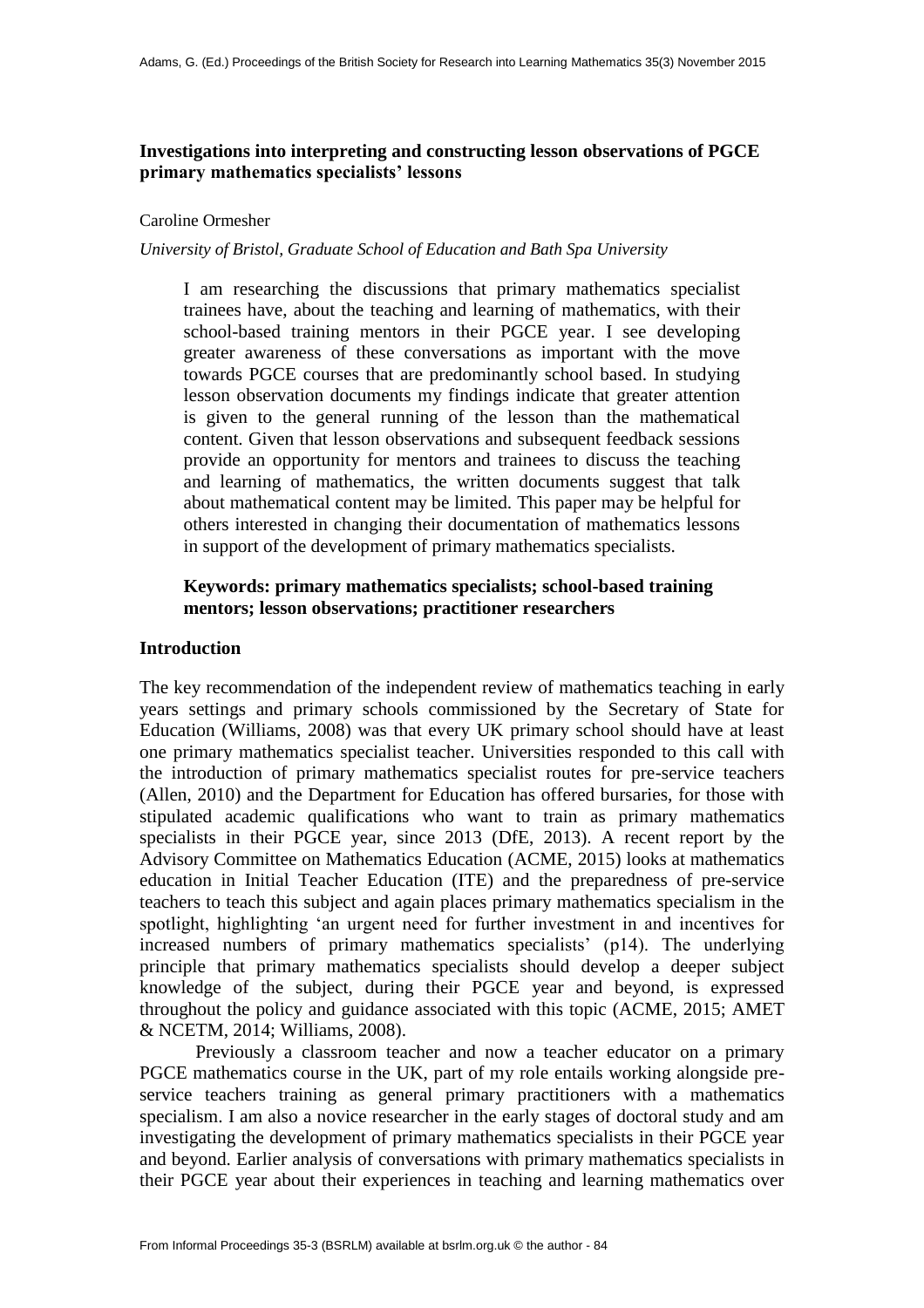# Investigations into interpreting and constructing lesson observations of PGCE primary mathematics specialists' lessons

Caroline Ormesher

*University of Bristol, Graduate School of Education and Bath Spa University*

> I am researching the discussions that primary mathematics specialist trainees have, about the teaching and learning of mathematics, with their school-based training mentors in their PGCE year. I see developing greater awareness of these conversations as important with the move towards PGCE courses that are predominantly school based. In studying lesson observation documents my findings indicate that greater attention is given to the general running of the lesson than the mathematical content. Given that lesson observations and subsequent feedback sessions provide an opportunity for mentors and trainees to discuss the teaching and learning of mathematics, the written documents suggest that talk about mathematical content may be limited. This paper may be helpful for others interested in changing their documentation of mathematics lessons in support of the development of primary mathematics specialists.
>
> **Keywords: primary mathematics specialists; school-based training mentors; lesson observations; practitioner researchers**

## Introduction

The key recommendation of the independent review of mathematics teaching in early years settings and primary schools commissioned by the Secretary of State for Education (Williams, 2008) was that every UK primary school should have at least one primary mathematics specialist teacher. Universities responded to this call with the introduction of primary mathematics specialist routes for pre-service teachers (Allen, 2010) and the Department for Education has offered bursaries, for those with stipulated academic qualifications who want to train as primary mathematics specialists in their PGCE year, since 2013 (DfE, 2013). A recent report by the Advisory Committee on Mathematics Education (ACME, 2015) looks at mathematics education in Initial Teacher Education (ITE) and the preparedness of pre-service teachers to teach this subject and again places primary mathematics specialism in the spotlight, highlighting 'an urgent need for further investment in and incentives for increased numbers of primary mathematics specialists' (p14). The underlying principle that primary mathematics specialists should develop a deeper subject knowledge of the subject, during their PGCE year and beyond, is expressed throughout the policy and guidance associated with this topic (ACME, 2015; AMET & NCETM, 2014; Williams, 2008).

Previously a classroom teacher and now a teacher educator on a primary PGCE mathematics course in the UK, part of my role entails working alongside pre-service teachers training as general primary practitioners with a mathematics specialism. I am also a novice researcher in the early stages of doctoral study and am investigating the development of primary mathematics specialists in their PGCE year and beyond. Earlier analysis of conversations with primary mathematics specialists in their PGCE year about their experiences in teaching and learning mathematics over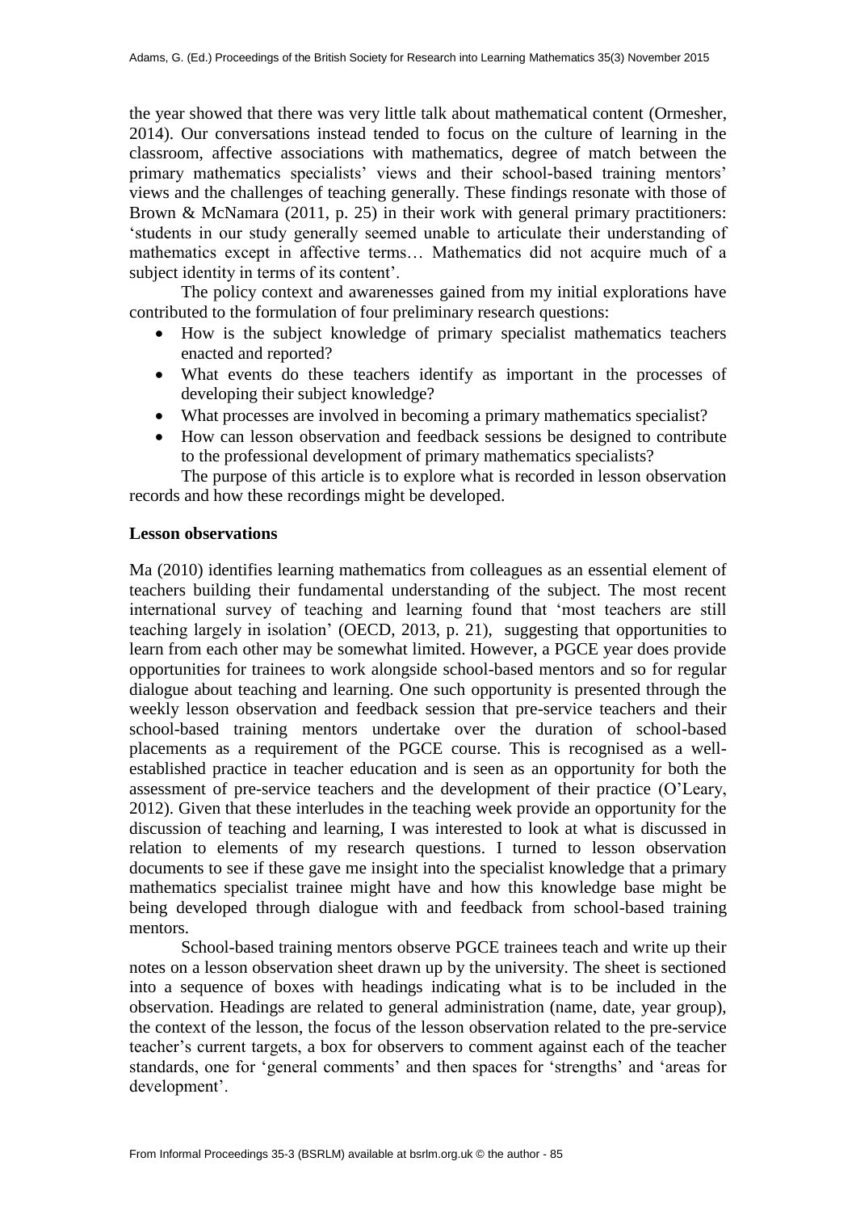the year showed that there was very little talk about mathematical content (Ormesher, 2014). Our conversations instead tended to focus on the culture of learning in the classroom, affective associations with mathematics, degree of match between the primary mathematics specialists' views and their school-based training mentors' views and the challenges of teaching generally. These findings resonate with those of Brown & McNamara (2011, p. 25) in their work with general primary practitioners: 'students in our study generally seemed unable to articulate their understanding of mathematics except in affective terms… Mathematics did not acquire much of a subject identity in terms of its content'.

The policy context and awarenesses gained from my initial explorations have contributed to the formulation of four preliminary research questions:

- How is the subject knowledge of primary specialist mathematics teachers enacted and reported?
- What events do these teachers identify as important in the processes of developing their subject knowledge?
- What processes are involved in becoming a primary mathematics specialist?
- How can lesson observation and feedback sessions be designed to contribute to the professional development of primary mathematics specialists?

The purpose of this article is to explore what is recorded in lesson observation records and how these recordings might be developed.

## Lesson observations

Ma (2010) identifies learning mathematics from colleagues as an essential element of teachers building their fundamental understanding of the subject. The most recent international survey of teaching and learning found that 'most teachers are still teaching largely in isolation' (OECD, 2013, p. 21), suggesting that opportunities to learn from each other may be somewhat limited. However, a PGCE year does provide opportunities for trainees to work alongside school-based mentors and so for regular dialogue about teaching and learning. One such opportunity is presented through the weekly lesson observation and feedback session that pre-service teachers and their school-based training mentors undertake over the duration of school-based placements as a requirement of the PGCE course. This is recognised as a well-established practice in teacher education and is seen as an opportunity for both the assessment of pre-service teachers and the development of their practice (O'Leary, 2012). Given that these interludes in the teaching week provide an opportunity for the discussion of teaching and learning, I was interested to look at what is discussed in relation to elements of my research questions. I turned to lesson observation documents to see if these gave me insight into the specialist knowledge that a primary mathematics specialist trainee might have and how this knowledge base might be being developed through dialogue with and feedback from school-based training mentors.

School-based training mentors observe PGCE trainees teach and write up their notes on a lesson observation sheet drawn up by the university. The sheet is sectioned into a sequence of boxes with headings indicating what is to be included in the observation. Headings are related to general administration (name, date, year group), the context of the lesson, the focus of the lesson observation related to the pre-service teacher's current targets, a box for observers to comment against each of the teacher standards, one for 'general comments' and then spaces for 'strengths' and 'areas for development'.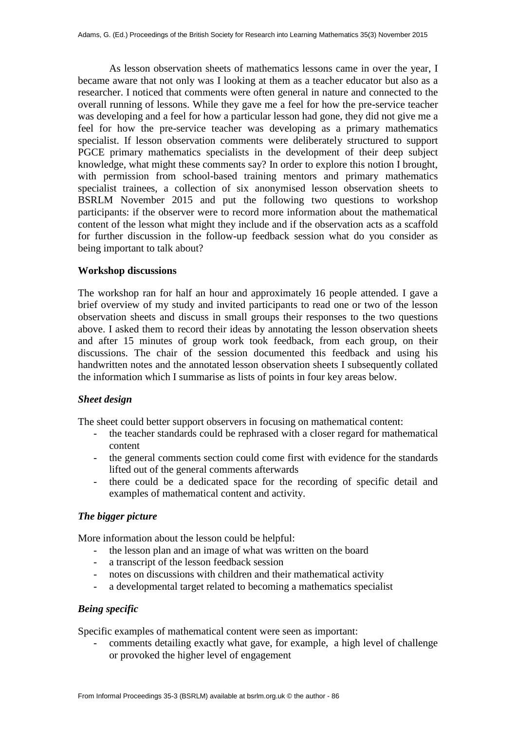As lesson observation sheets of mathematics lessons came in over the year, I became aware that not only was I looking at them as a teacher educator but also as a researcher. I noticed that comments were often general in nature and connected to the overall running of lessons. While they gave me a feel for how the pre-service teacher was developing and a feel for how a particular lesson had gone, they did not give me a feel for how the pre-service teacher was developing as a primary mathematics specialist. If lesson observation comments were deliberately structured to support PGCE primary mathematics specialists in the development of their deep subject knowledge, what might these comments say? In order to explore this notion I brought, with permission from school-based training mentors and primary mathematics specialist trainees, a collection of six anonymised lesson observation sheets to BSRLM November 2015 and put the following two questions to workshop participants: if the observer were to record more information about the mathematical content of the lesson what might they include and if the observation acts as a scaffold for further discussion in the follow-up feedback session what do you consider as being important to talk about?

**Workshop discussions**

The workshop ran for half an hour and approximately 16 people attended. I gave a brief overview of my study and invited participants to read one or two of the lesson observation sheets and discuss in small groups their responses to the two questions above. I asked them to record their ideas by annotating the lesson observation sheets and after 15 minutes of group work took feedback, from each group, on their discussions. The chair of the session documented this feedback and using his handwritten notes and the annotated lesson observation sheets I subsequently collated the information which I summarise as lists of points in four key areas below.

***Sheet design***

The sheet could better support observers in focusing on mathematical content:

- the teacher standards could be rephrased with a closer regard for mathematical content
- the general comments section could come first with evidence for the standards lifted out of the general comments afterwards
- there could be a dedicated space for the recording of specific detail and examples of mathematical content and activity.

***The bigger picture***

More information about the lesson could be helpful:

- the lesson plan and an image of what was written on the board
- a transcript of the lesson feedback session
- notes on discussions with children and their mathematical activity
- a developmental target related to becoming a mathematics specialist

***Being specific***

Specific examples of mathematical content were seen as important:

- comments detailing exactly what gave, for example, a high level of challenge or provoked the higher level of engagement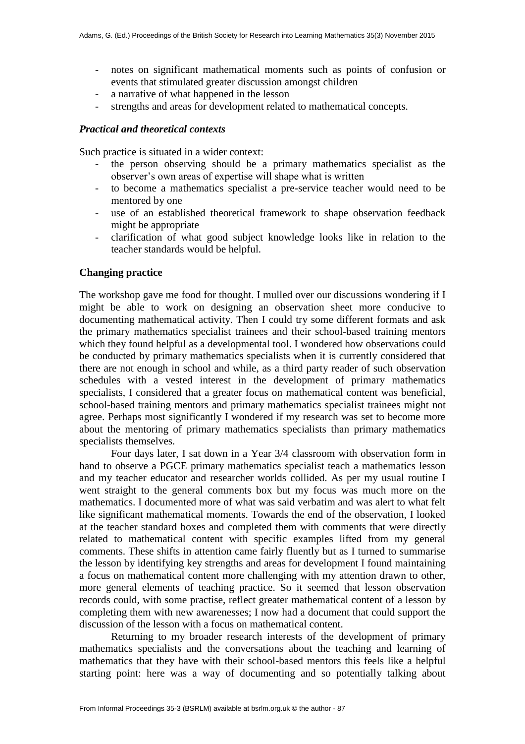- notes on significant mathematical moments such as points of confusion or events that stimulated greater discussion amongst children
- a narrative of what happened in the lesson
- strengths and areas for development related to mathematical concepts.

### *Practical and theoretical contexts*

Such practice is situated in a wider context:

- the person observing should be a primary mathematics specialist as the observer's own areas of expertise will shape what is written
- to become a mathematics specialist a pre-service teacher would need to be mentored by one
- use of an established theoretical framework to shape observation feedback might be appropriate
- clarification of what good subject knowledge looks like in relation to the teacher standards would be helpful.

## Changing practice

The workshop gave me food for thought. I mulled over our discussions wondering if I might be able to work on designing an observation sheet more conducive to documenting mathematical activity. Then I could try some different formats and ask the primary mathematics specialist trainees and their school-based training mentors which they found helpful as a developmental tool. I wondered how observations could be conducted by primary mathematics specialists when it is currently considered that there are not enough in school and while, as a third party reader of such observation schedules with a vested interest in the development of primary mathematics specialists, I considered that a greater focus on mathematical content was beneficial, school-based training mentors and primary mathematics specialist trainees might not agree. Perhaps most significantly I wondered if my research was set to become more about the mentoring of primary mathematics specialists than primary mathematics specialists themselves.

Four days later, I sat down in a Year 3/4 classroom with observation form in hand to observe a PGCE primary mathematics specialist teach a mathematics lesson and my teacher educator and researcher worlds collided. As per my usual routine I went straight to the general comments box but my focus was much more on the mathematics. I documented more of what was said verbatim and was alert to what felt like significant mathematical moments. Towards the end of the observation, I looked at the teacher standard boxes and completed them with comments that were directly related to mathematical content with specific examples lifted from my general comments. These shifts in attention came fairly fluently but as I turned to summarise the lesson by identifying key strengths and areas for development I found maintaining a focus on mathematical content more challenging with my attention drawn to other, more general elements of teaching practice. So it seemed that lesson observation records could, with some practise, reflect greater mathematical content of a lesson by completing them with new awarenesses; I now had a document that could support the discussion of the lesson with a focus on mathematical content.

Returning to my broader research interests of the development of primary mathematics specialists and the conversations about the teaching and learning of mathematics that they have with their school-based mentors this feels like a helpful starting point: here was a way of documenting and so potentially talking about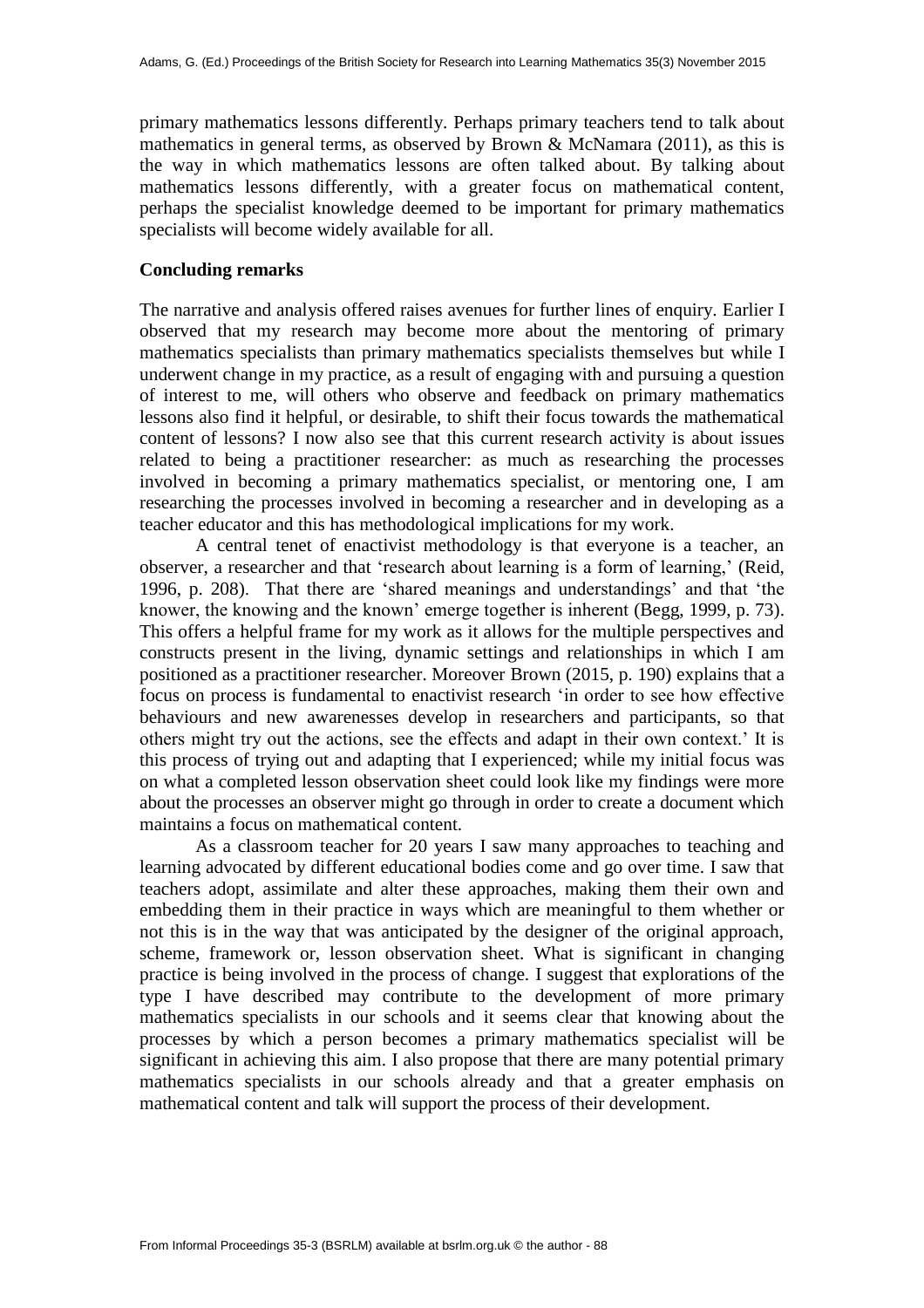primary mathematics lessons differently. Perhaps primary teachers tend to talk about mathematics in general terms, as observed by Brown & McNamara (2011), as this is the way in which mathematics lessons are often talked about. By talking about mathematics lessons differently, with a greater focus on mathematical content, perhaps the specialist knowledge deemed to be important for primary mathematics specialists will become widely available for all.

## Concluding remarks

The narrative and analysis offered raises avenues for further lines of enquiry. Earlier I observed that my research may become more about the mentoring of primary mathematics specialists than primary mathematics specialists themselves but while I underwent change in my practice, as a result of engaging with and pursuing a question of interest to me, will others who observe and feedback on primary mathematics lessons also find it helpful, or desirable, to shift their focus towards the mathematical content of lessons? I now also see that this current research activity is about issues related to being a practitioner researcher: as much as researching the processes involved in becoming a primary mathematics specialist, or mentoring one, I am researching the processes involved in becoming a researcher and in developing as a teacher educator and this has methodological implications for my work.

A central tenet of enactivist methodology is that everyone is a teacher, an observer, a researcher and that 'research about learning is a form of learning,' (Reid, 1996, p. 208). That there are 'shared meanings and understandings' and that 'the knower, the knowing and the known' emerge together is inherent (Begg, 1999, p. 73). This offers a helpful frame for my work as it allows for the multiple perspectives and constructs present in the living, dynamic settings and relationships in which I am positioned as a practitioner researcher. Moreover Brown (2015, p. 190) explains that a focus on process is fundamental to enactivist research 'in order to see how effective behaviours and new awarenesses develop in researchers and participants, so that others might try out the actions, see the effects and adapt in their own context.' It is this process of trying out and adapting that I experienced; while my initial focus was on what a completed lesson observation sheet could look like my findings were more about the processes an observer might go through in order to create a document which maintains a focus on mathematical content.

As a classroom teacher for 20 years I saw many approaches to teaching and learning advocated by different educational bodies come and go over time. I saw that teachers adopt, assimilate and alter these approaches, making them their own and embedding them in their practice in ways which are meaningful to them whether or not this is in the way that was anticipated by the designer of the original approach, scheme, framework or, lesson observation sheet. What is significant in changing practice is being involved in the process of change. I suggest that explorations of the type I have described may contribute to the development of more primary mathematics specialists in our schools and it seems clear that knowing about the processes by which a person becomes a primary mathematics specialist will be significant in achieving this aim. I also propose that there are many potential primary mathematics specialists in our schools already and that a greater emphasis on mathematical content and talk will support the process of their development.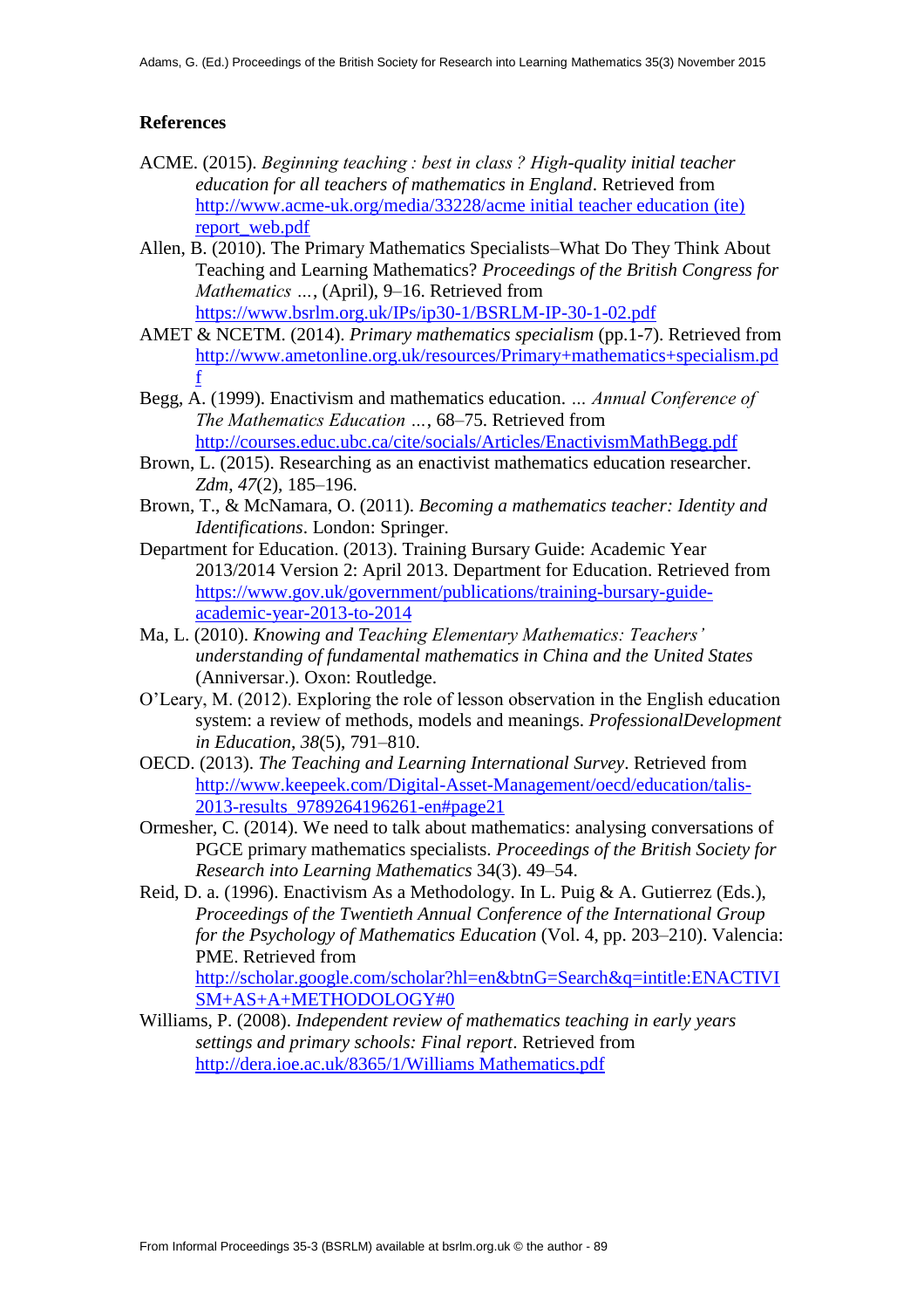### References

ACME. (2015). *Beginning teaching : best in class ? High-quality initial teacher education for all teachers of mathematics in England*. Retrieved from http://www.acme-uk.org/media/33228/acme initial teacher education (ite) report_web.pdf

Allen, B. (2010). The Primary Mathematics Specialists–What Do They Think About Teaching and Learning Mathematics? *Proceedings of the British Congress for Mathematics …*, (April), 9–16. Retrieved from https://www.bsrlm.org.uk/IPs/ip30-1/BSRLM-IP-30-1-02.pdf

AMET & NCETM. (2014). *Primary mathematics specialism* (pp.1-7). Retrieved from http://www.ametonline.org.uk/resources/Primary+mathematics+specialism.pdf

Begg, A. (1999). Enactivism and mathematics education. *… Annual Conference of The Mathematics Education …*, 68–75. Retrieved from http://courses.educ.ubc.ca/cite/socials/Articles/EnactivismMathBegg.pdf

Brown, L. (2015). Researching as an enactivist mathematics education researcher. *Zdm*, *47*(2), 185–196.

Brown, T., & McNamara, O. (2011). *Becoming a mathematics teacher: Identity and Identifications*. London: Springer.

Department for Education. (2013). Training Bursary Guide: Academic Year 2013/2014 Version 2: April 2013. Department for Education. Retrieved from https://www.gov.uk/government/publications/training-bursary-guide-academic-year-2013-to-2014

Ma, L. (2010). *Knowing and Teaching Elementary Mathematics: Teachers' understanding of fundamental mathematics in China and the United States* (Anniversar.). Oxon: Routledge.

O'Leary, M. (2012). Exploring the role of lesson observation in the English education system: a review of methods, models and meanings. *ProfessionalDevelopment in Education*, *38*(5), 791–810.

OECD. (2013). *The Teaching and Learning International Survey*. Retrieved from http://www.keepeek.com/Digital-Asset-Management/oecd/education/talis-2013-results_9789264196261-en#page21

Ormesher, C. (2014). We need to talk about mathematics: analysing conversations of PGCE primary mathematics specialists. *Proceedings of the British Society for Research into Learning Mathematics* 34(3). 49–54.

Reid, D. a. (1996). Enactivism As a Methodology. In L. Puig & A. Gutierrez (Eds.), *Proceedings of the Twentieth Annual Conference of the International Group for the Psychology of Mathematics Education* (Vol. 4, pp. 203–210). Valencia: PME. Retrieved from http://scholar.google.com/scholar?hl=en&btnG=Search&q=intitle:ENACTIVISM+AS+A+METHODOLOGY#0

Williams, P. (2008). *Independent review of mathematics teaching in early years settings and primary schools: Final report*. Retrieved from http://dera.ioe.ac.uk/8365/1/Williams Mathematics.pdf